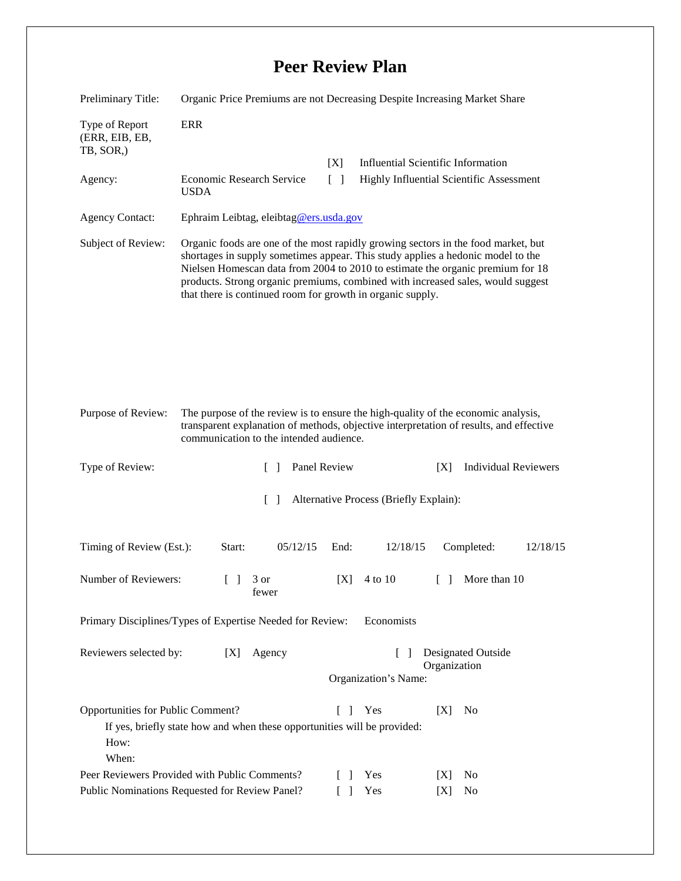# Peer Review Plan

Preliminary Title: Organic Price Premiums are not Decreasing Despite Increasing Market Share

Type of Report (ERR, EIB, EB, TB, SOR,): ERR

Agency: Economic Research Service USDA

[X] Influential Scientific Information

[ ] Highly Influential Scientific Assessment

Agency Contact: Ephraim Leibtag, eleibtag@ers.usda.gov

Subject of Review: Organic foods are one of the most rapidly growing sectors in the food market, but shortages in supply sometimes appear. This study applies a hedonic model to the Nielsen Homescan data from 2004 to 2010 to estimate the organic premium for 18 products. Strong organic premiums, combined with increased sales, would suggest that there is continued room for growth in organic supply.

Purpose of Review: The purpose of the review is to ensure the high-quality of the economic analysis, transparent explanation of methods, objective interpretation of results, and effective communication to the intended audience.

Type of Review: [ ] Panel Review [X] Individual Reviewers

[ ] Alternative Process (Briefly Explain):

Timing of Review (Est.): Start: 05/12/15 End: 12/18/15 Completed: 12/18/15

Number of Reviewers: [ ] 3 or fewer [X] 4 to 10 [ ] More than 10

Primary Disciplines/Types of Expertise Needed for Review: Economists

Reviewers selected by: [X] Agency [ ] Designated Outside Organization

Organization's Name:

Opportunities for Public Comment? [ ] Yes [X] No

If yes, briefly state how and when these opportunities will be provided:

How:

When:

Peer Reviewers Provided with Public Comments? [ ] Yes [X] No

Public Nominations Requested for Review Panel? [ ] Yes [X] No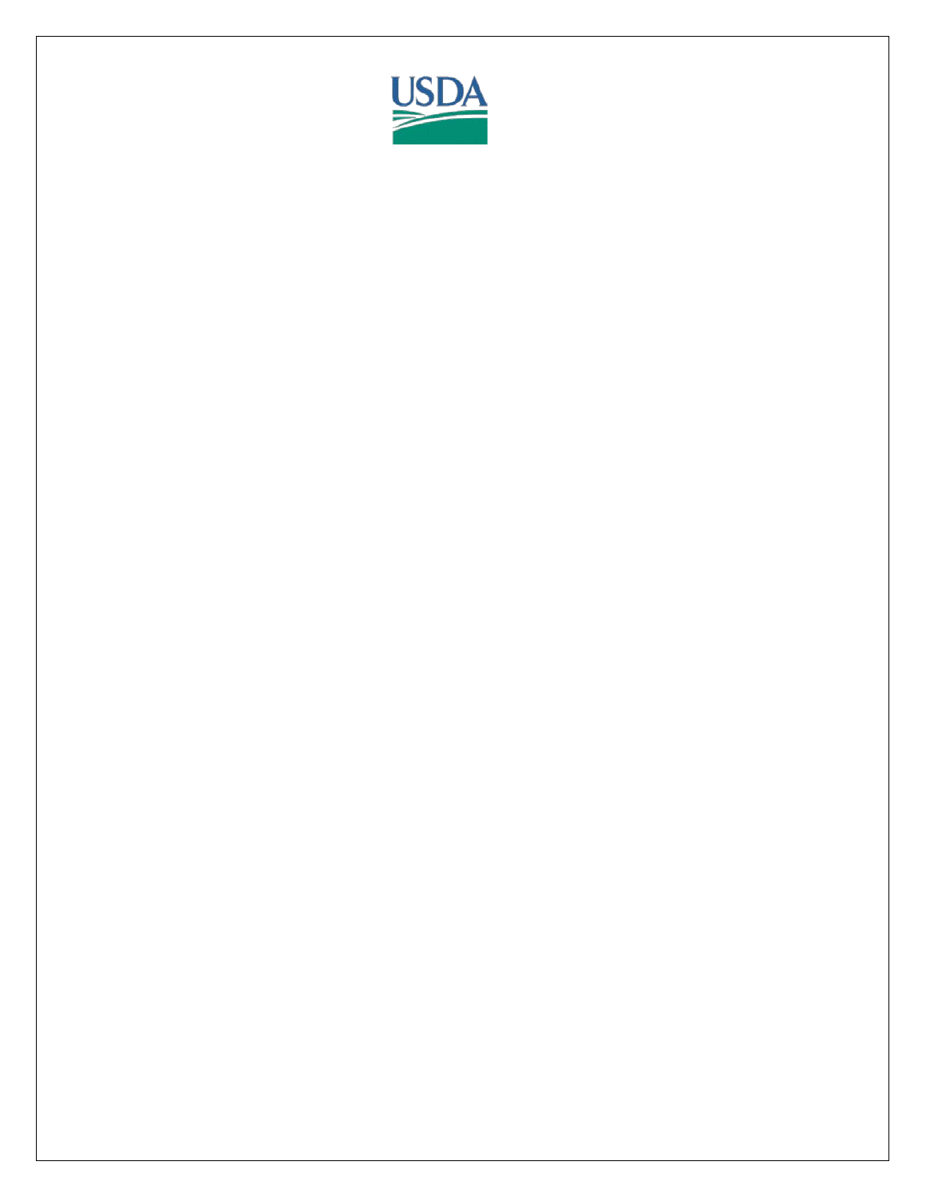USDA